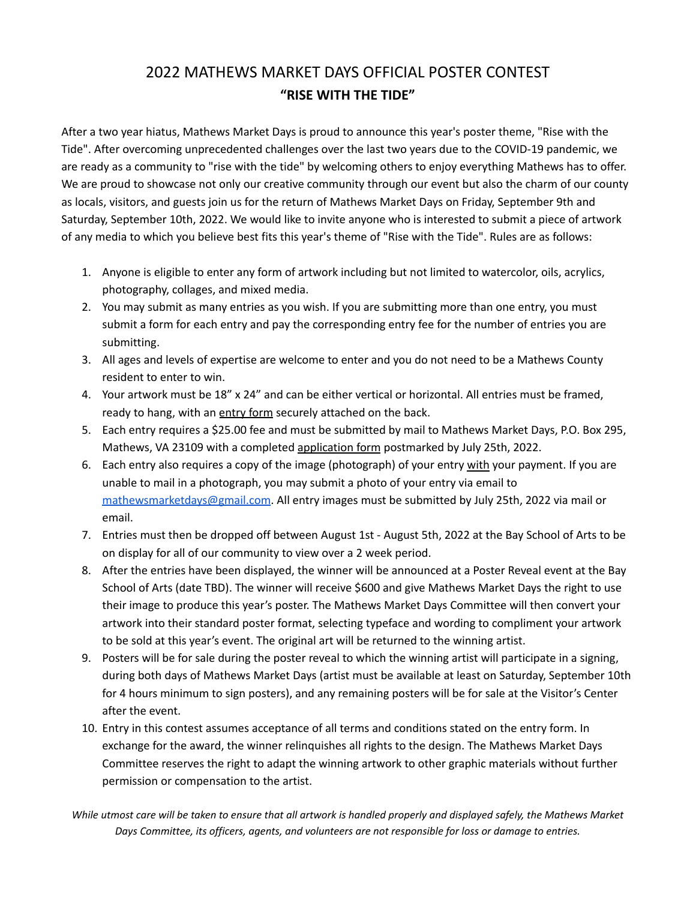# 2022 MATHEWS MARKET DAYS OFFICIAL POSTER CONTEST

## "RISE WITH THE TIDE"

After a two year hiatus, Mathews Market Days is proud to announce this year's poster theme, "Rise with the Tide". After overcoming unprecedented challenges over the last two years due to the COVID-19 pandemic, we are ready as a community to "rise with the tide" by welcoming others to enjoy everything Mathews has to offer. We are proud to showcase not only our creative community through our event but also the charm of our county as locals, visitors, and guests join us for the return of Mathews Market Days on Friday, September 9th and Saturday, September 10th, 2022. We would like to invite anyone who is interested to submit a piece of artwork of any media to which you believe best fits this year's theme of "Rise with the Tide". Rules are as follows:

1. Anyone is eligible to enter any form of artwork including but not limited to watercolor, oils, acrylics, photography, collages, and mixed media.
2. You may submit as many entries as you wish. If you are submitting more than one entry, you must submit a form for each entry and pay the corresponding entry fee for the number of entries you are submitting.
3. All ages and levels of expertise are welcome to enter and you do not need to be a Mathews County resident to enter to win.
4. Your artwork must be 18" x 24" and can be either vertical or horizontal. All entries must be framed, ready to hang, with an entry form securely attached on the back.
5. Each entry requires a $25.00 fee and must be submitted by mail to Mathews Market Days, P.O. Box 295, Mathews, VA 23109 with a completed application form postmarked by July 25th, 2022.
6. Each entry also requires a copy of the image (photograph) of your entry with your payment. If you are unable to mail in a photograph, you may submit a photo of your entry via email to mathewsmarketdays@gmail.com. All entry images must be submitted by July 25th, 2022 via mail or email.
7. Entries must then be dropped off between August 1st - August 5th, 2022 at the Bay School of Arts to be on display for all of our community to view over a 2 week period.
8. After the entries have been displayed, the winner will be announced at a Poster Reveal event at the Bay School of Arts (date TBD). The winner will receive $600 and give Mathews Market Days the right to use their image to produce this year's poster. The Mathews Market Days Committee will then convert your artwork into their standard poster format, selecting typeface and wording to compliment your artwork to be sold at this year's event. The original art will be returned to the winning artist.
9. Posters will be for sale during the poster reveal to which the winning artist will participate in a signing, during both days of Mathews Market Days (artist must be available at least on Saturday, September 10th for 4 hours minimum to sign posters), and any remaining posters will be for sale at the Visitor's Center after the event.
10. Entry in this contest assumes acceptance of all terms and conditions stated on the entry form. In exchange for the award, the winner relinquishes all rights to the design. The Mathews Market Days Committee reserves the right to adapt the winning artwork to other graphic materials without further permission or compensation to the artist.

*While utmost care will be taken to ensure that all artwork is handled properly and displayed safely, the Mathews Market Days Committee, its officers, agents, and volunteers are not responsible for loss or damage to entries.*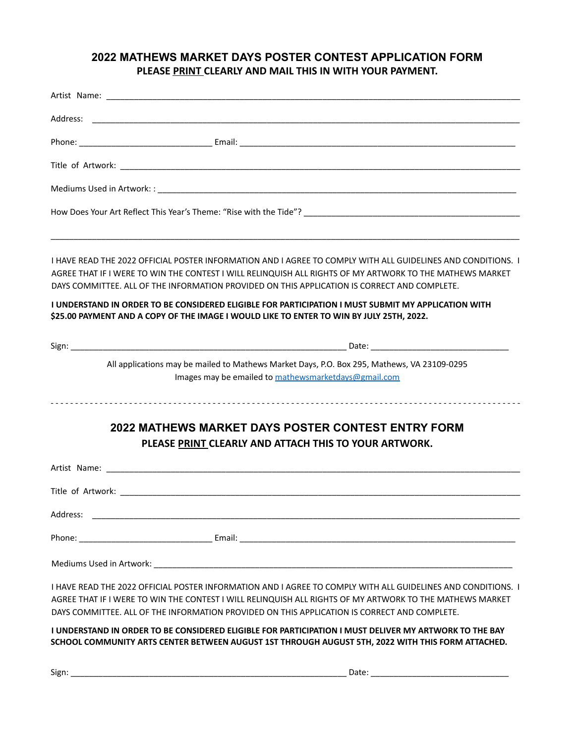## 2022 MATHEWS MARKET DAYS POSTER CONTEST APPLICATION FORM

**PLEASE PRINT CLEARLY AND MAIL THIS IN WITH YOUR PAYMENT.**

Artist Name: ______________________________________________________________

Address: __________________________________________________________________

Phone: ____________________________ Email: ____________________________________

Title of Artwork: ____________________________________________________________

Mediums Used in Artwork: : ____________________________________________________

How Does Your Art Reflect This Year's Theme: "Rise with the Tide"? ______________________

__________________________________________________________________________

I HAVE READ THE 2022 OFFICIAL POSTER INFORMATION AND I AGREE TO COMPLY WITH ALL GUIDELINES AND CONDITIONS. I AGREE THAT IF I WERE TO WIN THE CONTEST I WILL RELINQUISH ALL RIGHTS OF MY ARTWORK TO THE MATHEWS MARKET DAYS COMMITTEE. ALL OF THE INFORMATION PROVIDED ON THIS APPLICATION IS CORRECT AND COMPLETE.

**I UNDERSTAND IN ORDER TO BE CONSIDERED ELIGIBLE FOR PARTICIPATION I MUST SUBMIT MY APPLICATION WITH $25.00 PAYMENT AND A COPY OF THE IMAGE I WOULD LIKE TO ENTER TO WIN BY JULY 25TH, 2022.**

Sign: ______________________________________________ Date: ____________________________

All applications may be mailed to Mathews Market Days, P.O. Box 295, Mathews, VA 23109-0295

Images may be emailed to mathewsmarketdays@gmail.com

- - - - - - - - - - - - - - - - - - - - - - - - - - - - - - - - - - - - - - - - - - - - - - - - - - - - - - - -

## 2022 MATHEWS MARKET DAYS POSTER CONTEST ENTRY FORM

**PLEASE PRINT CLEARLY AND ATTACH THIS TO YOUR ARTWORK.**

Artist Name: ______________________________________________________________

Title of Artwork: ____________________________________________________________

Address: __________________________________________________________________

Phone: ____________________________ Email: ____________________________________

Mediums Used in Artwork: ______________________________________________________

I HAVE READ THE 2022 OFFICIAL POSTER INFORMATION AND I AGREE TO COMPLY WITH ALL GUIDELINES AND CONDITIONS. I AGREE THAT IF I WERE TO WIN THE CONTEST I WILL RELINQUISH ALL RIGHTS OF MY ARTWORK TO THE MATHEWS MARKET DAYS COMMITTEE. ALL OF THE INFORMATION PROVIDED ON THIS APPLICATION IS CORRECT AND COMPLETE.

**I UNDERSTAND IN ORDER TO BE CONSIDERED ELIGIBLE FOR PARTICIPATION I MUST DELIVER MY ARTWORK TO THE BAY SCHOOL COMMUNITY ARTS CENTER BETWEEN AUGUST 1ST THROUGH AUGUST 5TH, 2022 WITH THIS FORM ATTACHED.**

Sign: ______________________________________________ Date: ____________________________